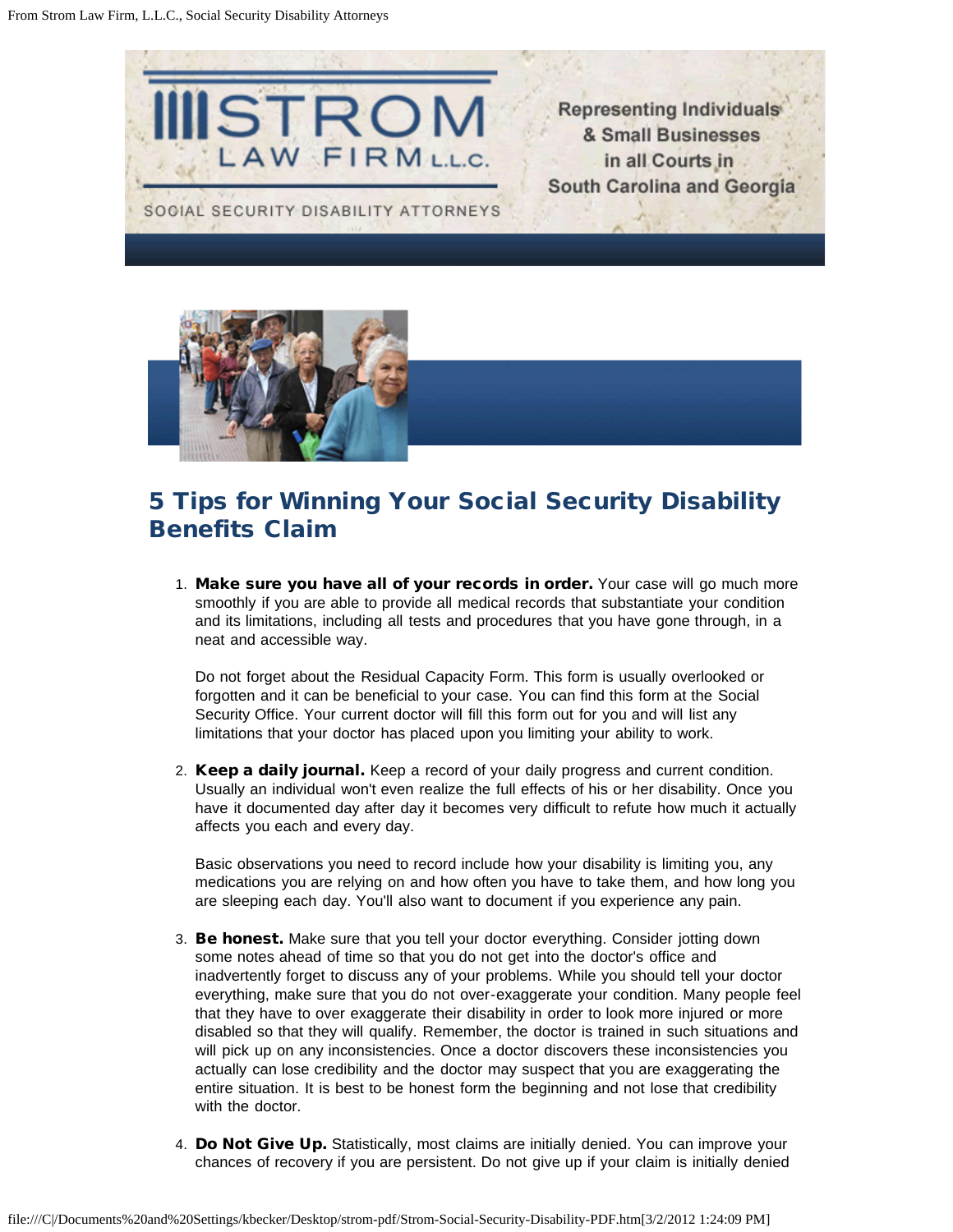# 5 Tips for Winning Your Social Security Disability Benefits Claim

1. **Make sure you have all of your records in order.** Your case will go much more smoothly if you are able to provide all medical records that substantiate your condition and its limitations, including all tests and procedures that you have gone through, in a neat and accessible way.

   Do not forget about the Residual Capacity Form. This form is usually overlooked or forgotten and it can be beneficial to your case. You can find this form at the Social Security Office. Your current doctor will fill this form out for you and will list any limitations that your doctor has placed upon you limiting your ability to work.

2. **Keep a daily journal.** Keep a record of your daily progress and current condition. Usually an individual won't even realize the full effects of his or her disability. Once you have it documented day after day it becomes very difficult to refute how much it actually affects you each and every day.

   Basic observations you need to record include how your disability is limiting you, any medications you are relying on and how often you have to take them, and how long you are sleeping each day. You'll also want to document if you experience any pain.

3. **Be honest.** Make sure that you tell your doctor everything. Consider jotting down some notes ahead of time so that you do not get into the doctor's office and inadvertently forget to discuss any of your problems. While you should tell your doctor everything, make sure that you do not over-exaggerate your condition. Many people feel that they have to over exaggerate their disability in order to look more injured or more disabled so that they will qualify. Remember, the doctor is trained in such situations and will pick up on any inconsistencies. Once a doctor discovers these inconsistencies you actually can lose credibility and the doctor may suspect that you are exaggerating the entire situation. It is best to be honest form the beginning and not lose that credibility with the doctor.

4. **Do Not Give Up.** Statistically, most claims are initially denied. You can improve your chances of recovery if you are persistent. Do not give up if your claim is initially denied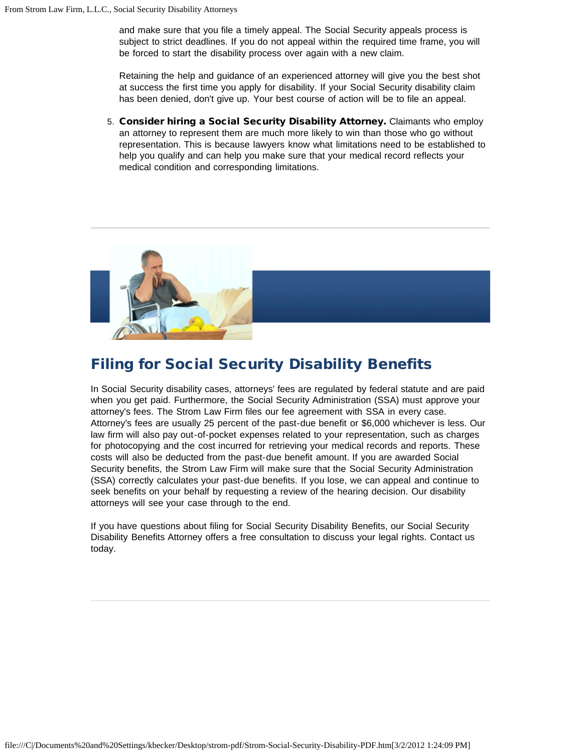and make sure that you file a timely appeal. The Social Security appeals process is subject to strict deadlines. If you do not appeal within the required time frame, you will be forced to start the disability process over again with a new claim.

Retaining the help and guidance of an experienced attorney will give you the best shot at success the first time you apply for disability. If your Social Security disability claim has been denied, don't give up. Your best course of action will be to file an appeal.

5. **Consider hiring a Social Security Disability Attorney.** Claimants who employ an attorney to represent them are much more likely to win than those who go without representation. This is because lawyers know what limitations need to be established to help you qualify and can help you make sure that your medical record reflects your medical condition and corresponding limitations.

## Filing for Social Security Disability Benefits

In Social Security disability cases, attorneys' fees are regulated by federal statute and are paid when you get paid. Furthermore, the Social Security Administration (SSA) must approve your attorney's fees. The Strom Law Firm files our fee agreement with SSA in every case. Attorney's fees are usually 25 percent of the past-due benefit or $6,000 whichever is less. Our law firm will also pay out-of-pocket expenses related to your representation, such as charges for photocopying and the cost incurred for retrieving your medical records and reports. These costs will also be deducted from the past-due benefit amount. If you are awarded Social Security benefits, the Strom Law Firm will make sure that the Social Security Administration (SSA) correctly calculates your past-due benefits. If you lose, we can appeal and continue to seek benefits on your behalf by requesting a review of the hearing decision. Our disability attorneys will see your case through to the end.

If you have questions about filing for Social Security Disability Benefits, our Social Security Disability Benefits Attorney offers a free consultation to discuss your legal rights. Contact us today.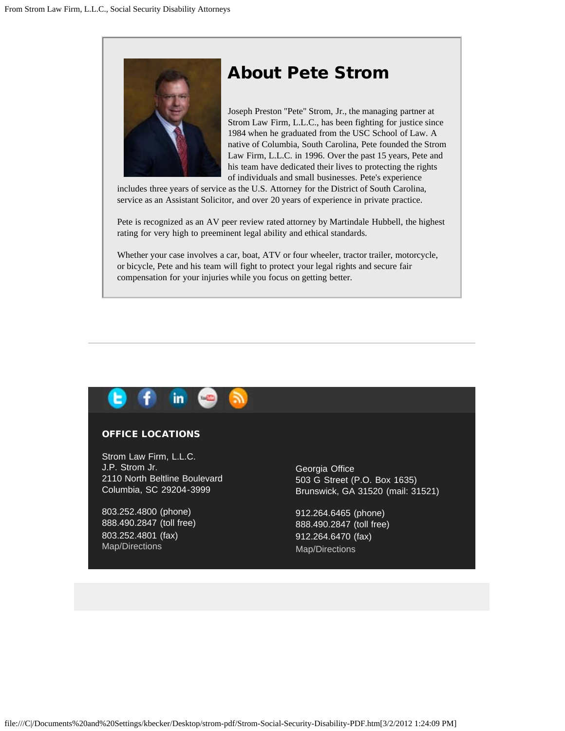## About Pete Strom

Joseph Preston "Pete" Strom, Jr., the managing partner at Strom Law Firm, L.L.C., has been fighting for justice since 1984 when he graduated from the USC School of Law. A native of Columbia, South Carolina, Pete founded the Strom Law Firm, L.L.C. in 1996. Over the past 15 years, Pete and his team have dedicated their lives to protecting the rights of individuals and small businesses. Pete's experience includes three years of service as the U.S. Attorney for the District of South Carolina, service as an Assistant Solicitor, and over 20 years of experience in private practice.

Pete is recognized as an AV peer review rated attorney by Martindale Hubbell, the highest rating for very high to preeminent legal ability and ethical standards.

Whether your case involves a car, boat, ATV or four wheeler, tractor trailer, motorcycle, or bicycle, Pete and his team will fight to protect your legal rights and secure fair compensation for your injuries while you focus on getting better.

---

**OFFICE LOCATIONS**

Strom Law Firm, L.L.C.
J.P. Strom Jr.
2110 North Beltline Boulevard
Columbia, SC 29204-3999

803.252.4800 (phone)
888.490.2847 (toll free)
803.252.4801 (fax)
Map/Directions

Georgia Office
503 G Street (P.O. Box 1635)
Brunswick, GA 31520 (mail: 31521)

912.264.6465 (phone)
888.490.2847 (toll free)
912.264.6470 (fax)
Map/Directions